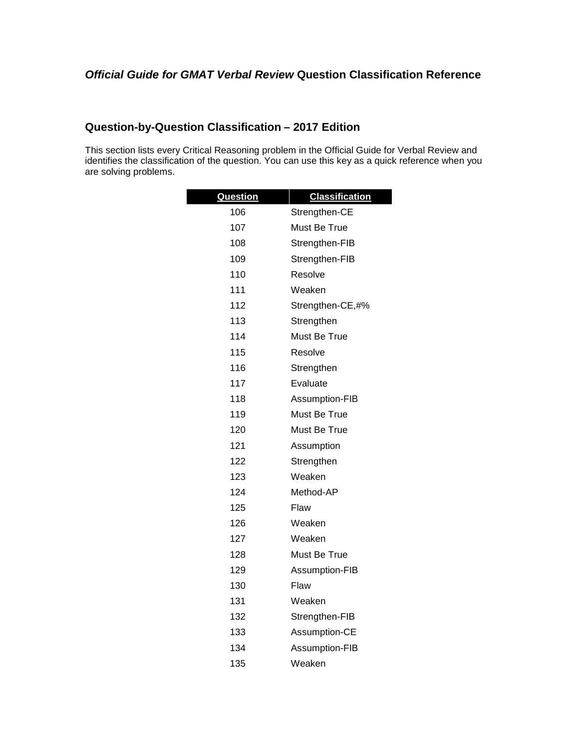## *Official Guide for GMAT Verbal Review* Question Classification Reference

## Question-by-Question Classification – 2017 Edition

This section lists every Critical Reasoning problem in the Official Guide for Verbal Review and identifies the classification of the question. You can use this key as a quick reference when you are solving problems.

| Question | Classification |
|---|---|
| 106 | Strengthen-CE |
| 107 | Must Be True |
| 108 | Strengthen-FIB |
| 109 | Strengthen-FIB |
| 110 | Resolve |
| 111 | Weaken |
| 112 | Strengthen-CE,#% |
| 113 | Strengthen |
| 114 | Must Be True |
| 115 | Resolve |
| 116 | Strengthen |
| 117 | Evaluate |
| 118 | Assumption-FIB |
| 119 | Must Be True |
| 120 | Must Be True |
| 121 | Assumption |
| 122 | Strengthen |
| 123 | Weaken |
| 124 | Method-AP |
| 125 | Flaw |
| 126 | Weaken |
| 127 | Weaken |
| 128 | Must Be True |
| 129 | Assumption-FIB |
| 130 | Flaw |
| 131 | Weaken |
| 132 | Strengthen-FIB |
| 133 | Assumption-CE |
| 134 | Assumption-FIB |
| 135 | Weaken |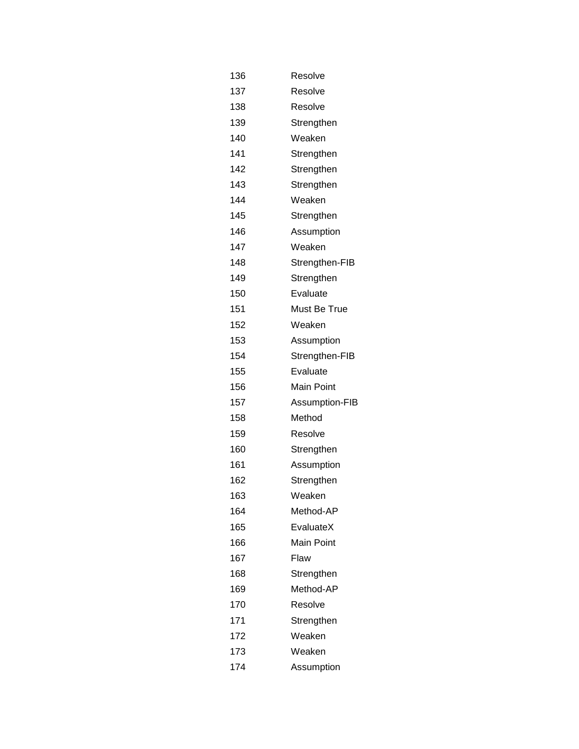| | |
|---|---|
| 136 | Resolve |
| 137 | Resolve |
| 138 | Resolve |
| 139 | Strengthen |
| 140 | Weaken |
| 141 | Strengthen |
| 142 | Strengthen |
| 143 | Strengthen |
| 144 | Weaken |
| 145 | Strengthen |
| 146 | Assumption |
| 147 | Weaken |
| 148 | Strengthen-FIB |
| 149 | Strengthen |
| 150 | Evaluate |
| 151 | Must Be True |
| 152 | Weaken |
| 153 | Assumption |
| 154 | Strengthen-FIB |
| 155 | Evaluate |
| 156 | Main Point |
| 157 | Assumption-FIB |
| 158 | Method |
| 159 | Resolve |
| 160 | Strengthen |
| 161 | Assumption |
| 162 | Strengthen |
| 163 | Weaken |
| 164 | Method-AP |
| 165 | EvaluateX |
| 166 | Main Point |
| 167 | Flaw |
| 168 | Strengthen |
| 169 | Method-AP |
| 170 | Resolve |
| 171 | Strengthen |
| 172 | Weaken |
| 173 | Weaken |
| 174 | Assumption |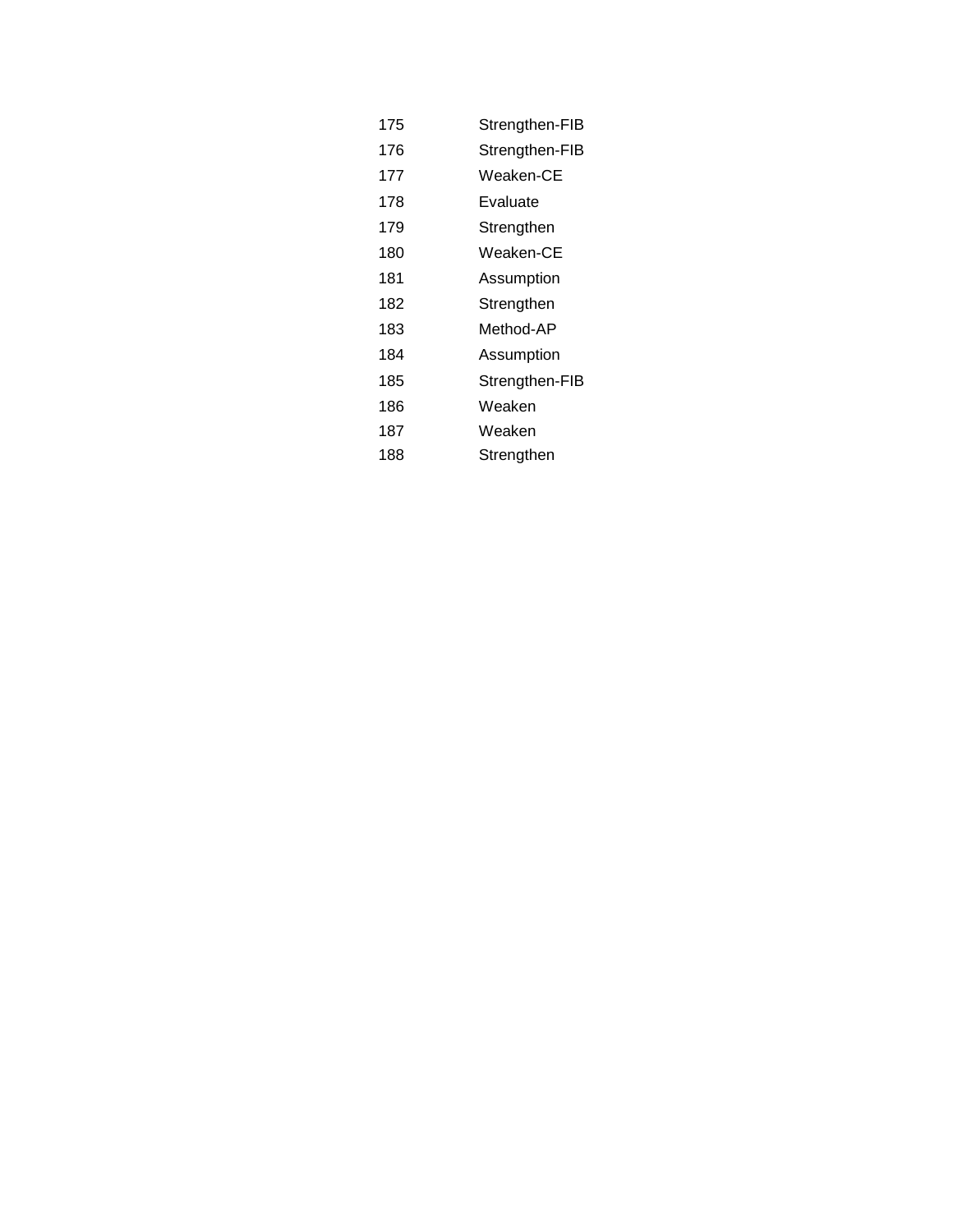| | |
|---|---|
| 175 | Strengthen-FIB |
| 176 | Strengthen-FIB |
| 177 | Weaken-CE |
| 178 | Evaluate |
| 179 | Strengthen |
| 180 | Weaken-CE |
| 181 | Assumption |
| 182 | Strengthen |
| 183 | Method-AP |
| 184 | Assumption |
| 185 | Strengthen-FIB |
| 186 | Weaken |
| 187 | Weaken |
| 188 | Strengthen |